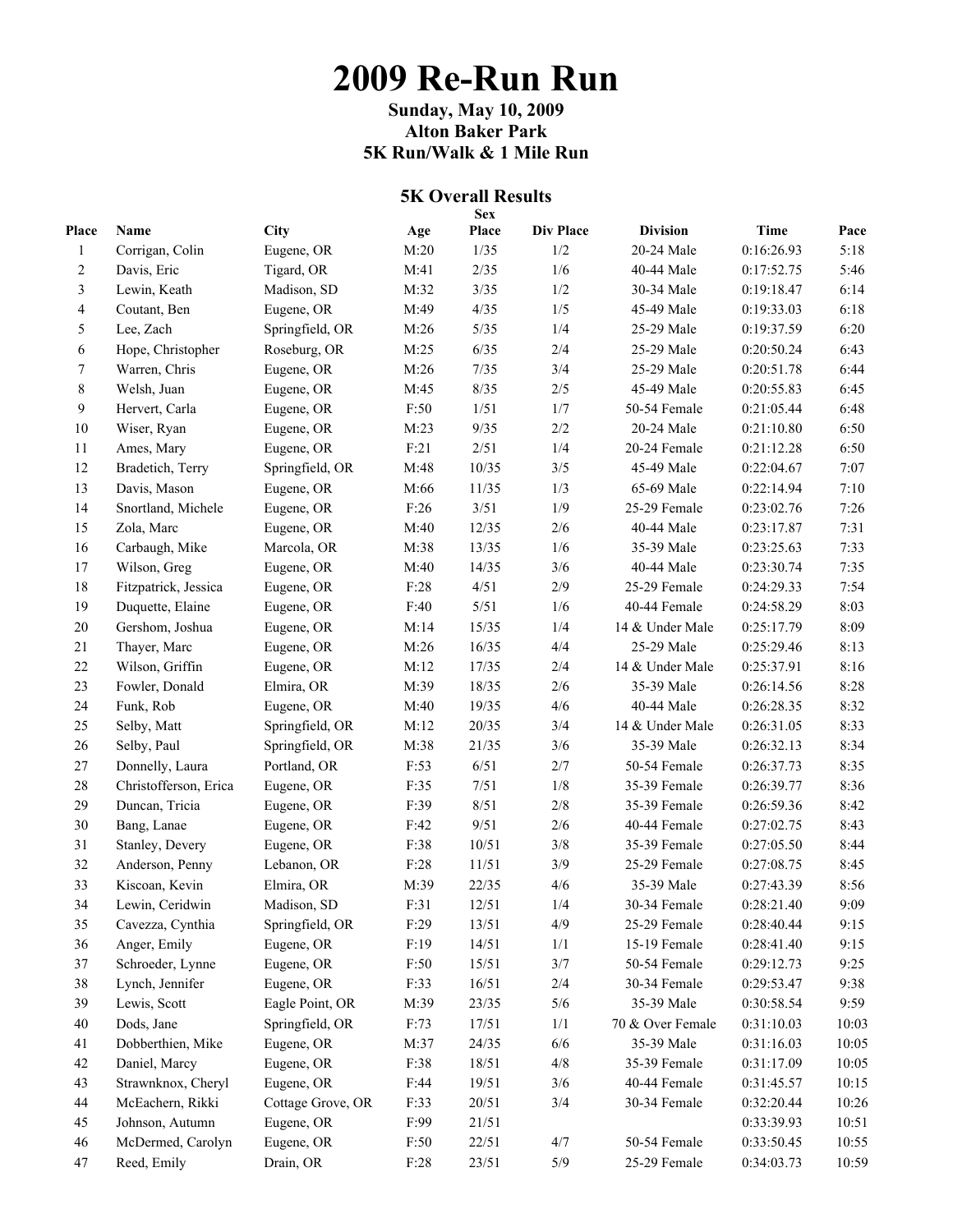# 2009 Re-Run Run

**Sunday, May 10, 2009**
**Alton Baker Park**
**5K Run/Walk & 1 Mile Run**

## 5K Overall Results

| Place | Name | City | Age | Sex Place | Div Place | Division | Time | Pace |
|---|---|---|---|---|---|---|---|---|
| 1 | Corrigan, Colin | Eugene, OR | M:20 | 1/35 | 1/2 | 20-24 Male | 0:16:26.93 | 5:18 |
| 2 | Davis, Eric | Tigard, OR | M:41 | 2/35 | 1/6 | 40-44 Male | 0:17:52.75 | 5:46 |
| 3 | Lewin, Keath | Madison, SD | M:32 | 3/35 | 1/2 | 30-34 Male | 0:19:18.47 | 6:14 |
| 4 | Coutant, Ben | Eugene, OR | M:49 | 4/35 | 1/5 | 45-49 Male | 0:19:33.03 | 6:18 |
| 5 | Lee, Zach | Springfield, OR | M:26 | 5/35 | 1/4 | 25-29 Male | 0:19:37.59 | 6:20 |
| 6 | Hope, Christopher | Roseburg, OR | M:25 | 6/35 | 2/4 | 25-29 Male | 0:20:50.24 | 6:43 |
| 7 | Warren, Chris | Eugene, OR | M:26 | 7/35 | 3/4 | 25-29 Male | 0:20:51.78 | 6:44 |
| 8 | Welsh, Juan | Eugene, OR | M:45 | 8/35 | 2/5 | 45-49 Male | 0:20:55.83 | 6:45 |
| 9 | Hervert, Carla | Eugene, OR | F:50 | 1/51 | 1/7 | 50-54 Female | 0:21:05.44 | 6:48 |
| 10 | Wiser, Ryan | Eugene, OR | M:23 | 9/35 | 2/2 | 20-24 Male | 0:21:10.80 | 6:50 |
| 11 | Ames, Mary | Eugene, OR | F:21 | 2/51 | 1/4 | 20-24 Female | 0:21:12.28 | 6:50 |
| 12 | Bradetich, Terry | Springfield, OR | M:48 | 10/35 | 3/5 | 45-49 Male | 0:22:04.67 | 7:07 |
| 13 | Davis, Mason | Eugene, OR | M:66 | 11/35 | 1/3 | 65-69 Male | 0:22:14.94 | 7:10 |
| 14 | Snortland, Michele | Eugene, OR | F:26 | 3/51 | 1/9 | 25-29 Female | 0:23:02.76 | 7:26 |
| 15 | Zola, Marc | Eugene, OR | M:40 | 12/35 | 2/6 | 40-44 Male | 0:23:17.87 | 7:31 |
| 16 | Carbaugh, Mike | Marcola, OR | M:38 | 13/35 | 1/6 | 35-39 Male | 0:23:25.63 | 7:33 |
| 17 | Wilson, Greg | Eugene, OR | M:40 | 14/35 | 3/6 | 40-44 Male | 0:23:30.74 | 7:35 |
| 18 | Fitzpatrick, Jessica | Eugene, OR | F:28 | 4/51 | 2/9 | 25-29 Female | 0:24:29.33 | 7:54 |
| 19 | Duquette, Elaine | Eugene, OR | F:40 | 5/51 | 1/6 | 40-44 Female | 0:24:58.29 | 8:03 |
| 20 | Gershom, Joshua | Eugene, OR | M:14 | 15/35 | 1/4 | 14 & Under Male | 0:25:17.79 | 8:09 |
| 21 | Thayer, Marc | Eugene, OR | M:26 | 16/35 | 4/4 | 25-29 Male | 0:25:29.46 | 8:13 |
| 22 | Wilson, Griffin | Eugene, OR | M:12 | 17/35 | 2/4 | 14 & Under Male | 0:25:37.91 | 8:16 |
| 23 | Fowler, Donald | Elmira, OR | M:39 | 18/35 | 2/6 | 35-39 Male | 0:26:14.56 | 8:28 |
| 24 | Funk, Rob | Eugene, OR | M:40 | 19/35 | 4/6 | 40-44 Male | 0:26:28.35 | 8:32 |
| 25 | Selby, Matt | Springfield, OR | M:12 | 20/35 | 3/4 | 14 & Under Male | 0:26:31.05 | 8:33 |
| 26 | Selby, Paul | Springfield, OR | M:38 | 21/35 | 3/6 | 35-39 Male | 0:26:32.13 | 8:34 |
| 27 | Donnelly, Laura | Portland, OR | F:53 | 6/51 | 2/7 | 50-54 Female | 0:26:37.73 | 8:35 |
| 28 | Christofferson, Erica | Eugene, OR | F:35 | 7/51 | 1/8 | 35-39 Female | 0:26:39.77 | 8:36 |
| 29 | Duncan, Tricia | Eugene, OR | F:39 | 8/51 | 2/8 | 35-39 Female | 0:26:59.36 | 8:42 |
| 30 | Bang, Lanae | Eugene, OR | F:42 | 9/51 | 2/6 | 40-44 Female | 0:27:02.75 | 8:43 |
| 31 | Stanley, Devery | Eugene, OR | F:38 | 10/51 | 3/8 | 35-39 Female | 0:27:05.50 | 8:44 |
| 32 | Anderson, Penny | Lebanon, OR | F:28 | 11/51 | 3/9 | 25-29 Female | 0:27:08.75 | 8:45 |
| 33 | Kiscoan, Kevin | Elmira, OR | M:39 | 22/35 | 4/6 | 35-39 Male | 0:27:43.39 | 8:56 |
| 34 | Lewin, Ceridwin | Madison, SD | F:31 | 12/51 | 1/4 | 30-34 Female | 0:28:21.40 | 9:09 |
| 35 | Cavezza, Cynthia | Springfield, OR | F:29 | 13/51 | 4/9 | 25-29 Female | 0:28:40.44 | 9:15 |
| 36 | Anger, Emily | Eugene, OR | F:19 | 14/51 | 1/1 | 15-19 Female | 0:28:41.40 | 9:15 |
| 37 | Schroeder, Lynne | Eugene, OR | F:50 | 15/51 | 3/7 | 50-54 Female | 0:29:12.73 | 9:25 |
| 38 | Lynch, Jennifer | Eugene, OR | F:33 | 16/51 | 2/4 | 30-34 Female | 0:29:53.47 | 9:38 |
| 39 | Lewis, Scott | Eagle Point, OR | M:39 | 23/35 | 5/6 | 35-39 Male | 0:30:58.54 | 9:59 |
| 40 | Dods, Jane | Springfield, OR | F:73 | 17/51 | 1/1 | 70 & Over Female | 0:31:10.03 | 10:03 |
| 41 | Dobberthien, Mike | Eugene, OR | M:37 | 24/35 | 6/6 | 35-39 Male | 0:31:16.03 | 10:05 |
| 42 | Daniel, Marcy | Eugene, OR | F:38 | 18/51 | 4/8 | 35-39 Female | 0:31:17.09 | 10:05 |
| 43 | Strawnknox, Cheryl | Eugene, OR | F:44 | 19/51 | 3/6 | 40-44 Female | 0:31:45.57 | 10:15 |
| 44 | McEachern, Rikki | Cottage Grove, OR | F:33 | 20/51 | 3/4 | 30-34 Female | 0:32:20.44 | 10:26 |
| 45 | Johnson, Autumn | Eugene, OR | F:99 | 21/51 | | | 0:33:39.93 | 10:51 |
| 46 | McDermed, Carolyn | Eugene, OR | F:50 | 22/51 | 4/7 | 50-54 Female | 0:33:50.45 | 10:55 |
| 47 | Reed, Emily | Drain, OR | F:28 | 23/51 | 5/9 | 25-29 Female | 0:34:03.73 | 10:59 |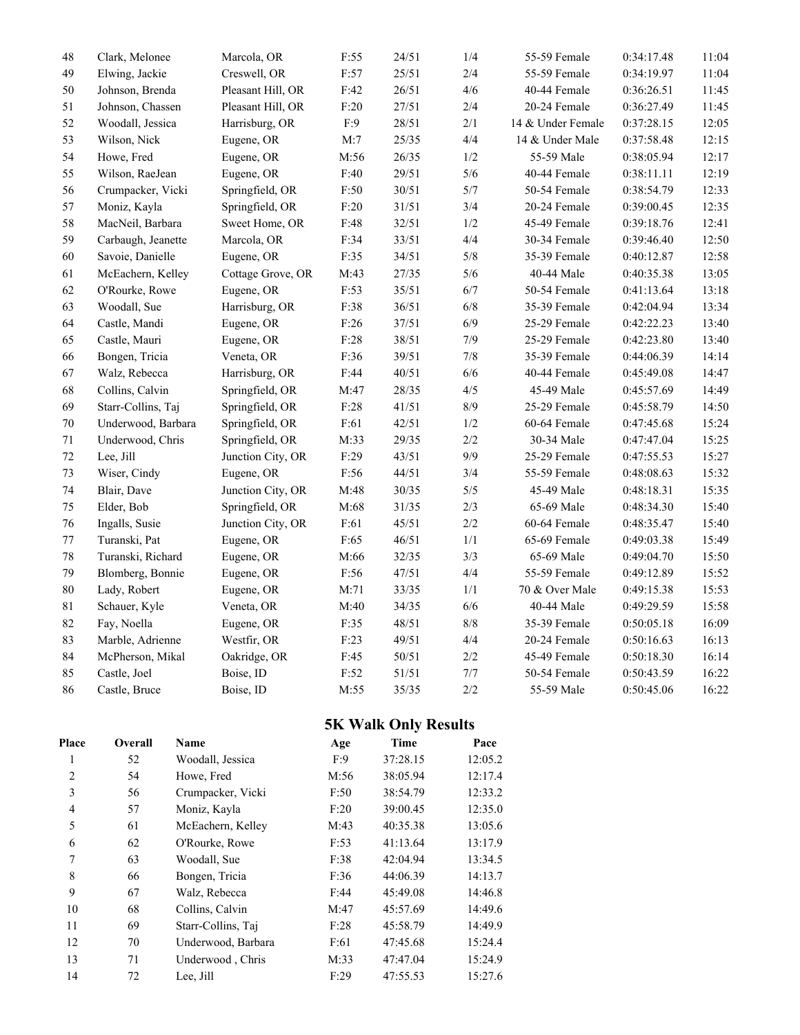| | | | | | | | | |
|---|---|---|---|---|---|---|---|---|
| 48 | Clark, Melonee | Marcola, OR | F:55 | 24/51 | 1/4 | 55-59 Female | 0:34:17.48 | 11:04 |
| 49 | Elwing, Jackie | Creswell, OR | F:57 | 25/51 | 2/4 | 55-59 Female | 0:34:19.97 | 11:04 |
| 50 | Johnson, Brenda | Pleasant Hill, OR | F:42 | 26/51 | 4/6 | 40-44 Female | 0:36:26.51 | 11:45 |
| 51 | Johnson, Chassen | Pleasant Hill, OR | F:20 | 27/51 | 2/4 | 20-24 Female | 0:36:27.49 | 11:45 |
| 52 | Woodall, Jessica | Harrisburg, OR | F:9 | 28/51 | 2/1 | 14 & Under Female | 0:37:28.15 | 12:05 |
| 53 | Wilson, Nick | Eugene, OR | M:7 | 25/35 | 4/4 | 14 & Under Male | 0:37:58.48 | 12:15 |
| 54 | Howe, Fred | Eugene, OR | M:56 | 26/35 | 1/2 | 55-59 Male | 0:38:05.94 | 12:17 |
| 55 | Wilson, RaeJean | Eugene, OR | F:40 | 29/51 | 5/6 | 40-44 Female | 0:38:11.11 | 12:19 |
| 56 | Crumpacker, Vicki | Springfield, OR | F:50 | 30/51 | 5/7 | 50-54 Female | 0:38:54.79 | 12:33 |
| 57 | Moniz, Kayla | Springfield, OR | F:20 | 31/51 | 3/4 | 20-24 Female | 0:39:00.45 | 12:35 |
| 58 | MacNeil, Barbara | Sweet Home, OR | F:48 | 32/51 | 1/2 | 45-49 Female | 0:39:18.76 | 12:41 |
| 59 | Carbaugh, Jeanette | Marcola, OR | F:34 | 33/51 | 4/4 | 30-34 Female | 0:39:46.40 | 12:50 |
| 60 | Savoie, Danielle | Eugene, OR | F:35 | 34/51 | 5/8 | 35-39 Female | 0:40:12.87 | 12:58 |
| 61 | McEachern, Kelley | Cottage Grove, OR | M:43 | 27/35 | 5/6 | 40-44 Male | 0:40:35.38 | 13:05 |
| 62 | O'Rourke, Rowe | Eugene, OR | F:53 | 35/51 | 6/7 | 50-54 Female | 0:41:13.64 | 13:18 |
| 63 | Woodall, Sue | Harrisburg, OR | F:38 | 36/51 | 6/8 | 35-39 Female | 0:42:04.94 | 13:34 |
| 64 | Castle, Mandi | Eugene, OR | F:26 | 37/51 | 6/9 | 25-29 Female | 0:42:22.23 | 13:40 |
| 65 | Castle, Mauri | Eugene, OR | F:28 | 38/51 | 7/9 | 25-29 Female | 0:42:23.80 | 13:40 |
| 66 | Bongen, Tricia | Veneta, OR | F:36 | 39/51 | 7/8 | 35-39 Female | 0:44:06.39 | 14:14 |
| 67 | Walz, Rebecca | Harrisburg, OR | F:44 | 40/51 | 6/6 | 40-44 Female | 0:45:49.08 | 14:47 |
| 68 | Collins, Calvin | Springfield, OR | M:47 | 28/35 | 4/5 | 45-49 Male | 0:45:57.69 | 14:49 |
| 69 | Starr-Collins, Taj | Springfield, OR | F:28 | 41/51 | 8/9 | 25-29 Female | 0:45:58.79 | 14:50 |
| 70 | Underwood, Barbara | Springfield, OR | F:61 | 42/51 | 1/2 | 60-64 Female | 0:47:45.68 | 15:24 |
| 71 | Underwood, Chris | Springfield, OR | M:33 | 29/35 | 2/2 | 30-34 Male | 0:47:47.04 | 15:25 |
| 72 | Lee, Jill | Junction City, OR | F:29 | 43/51 | 9/9 | 25-29 Female | 0:47:55.53 | 15:27 |
| 73 | Wiser, Cindy | Eugene, OR | F:56 | 44/51 | 3/4 | 55-59 Female | 0:48:08.63 | 15:32 |
| 74 | Blair, Dave | Junction City, OR | M:48 | 30/35 | 5/5 | 45-49 Male | 0:48:18.31 | 15:35 |
| 75 | Elder, Bob | Springfield, OR | M:68 | 31/35 | 2/3 | 65-69 Male | 0:48:34.30 | 15:40 |
| 76 | Ingalls, Susie | Junction City, OR | F:61 | 45/51 | 2/2 | 60-64 Female | 0:48:35.47 | 15:40 |
| 77 | Turanski, Pat | Eugene, OR | F:65 | 46/51 | 1/1 | 65-69 Female | 0:49:03.38 | 15:49 |
| 78 | Turanski, Richard | Eugene, OR | M:66 | 32/35 | 3/3 | 65-69 Male | 0:49:04.70 | 15:50 |
| 79 | Blomberg, Bonnie | Eugene, OR | F:56 | 47/51 | 4/4 | 55-59 Female | 0:49:12.89 | 15:52 |
| 80 | Lady, Robert | Eugene, OR | M:71 | 33/35 | 1/1 | 70 & Over Male | 0:49:15.38 | 15:53 |
| 81 | Schauer, Kyle | Veneta, OR | M:40 | 34/35 | 6/6 | 40-44 Male | 0:49:29.59 | 15:58 |
| 82 | Fay, Noella | Eugene, OR | F:35 | 48/51 | 8/8 | 35-39 Female | 0:50:05.18 | 16:09 |
| 83 | Marble, Adrienne | Westfir, OR | F:23 | 49/51 | 4/4 | 20-24 Female | 0:50:16.63 | 16:13 |
| 84 | McPherson, Mikal | Oakridge, OR | F:45 | 50/51 | 2/2 | 45-49 Female | 0:50:18.30 | 16:14 |
| 85 | Castle, Joel | Boise, ID | F:52 | 51/51 | 7/7 | 50-54 Female | 0:50:43.59 | 16:22 |
| 86 | Castle, Bruce | Boise, ID | M:55 | 35/35 | 2/2 | 55-59 Male | 0:50:45.06 | 16:22 |

## 5K Walk Only Results

| Place | Overall | Name | Age | Time | Pace |
|---|---|---|---|---|---|
| 1 | 52 | Woodall, Jessica | F:9 | 37:28.15 | 12:05.2 |
| 2 | 54 | Howe, Fred | M:56 | 38:05.94 | 12:17.4 |
| 3 | 56 | Crumpacker, Vicki | F:50 | 38:54.79 | 12:33.2 |
| 4 | 57 | Moniz, Kayla | F:20 | 39:00.45 | 12:35.0 |
| 5 | 61 | McEachern, Kelley | M:43 | 40:35.38 | 13:05.6 |
| 6 | 62 | O'Rourke, Rowe | F:53 | 41:13.64 | 13:17.9 |
| 7 | 63 | Woodall, Sue | F:38 | 42:04.94 | 13:34.5 |
| 8 | 66 | Bongen, Tricia | F:36 | 44:06.39 | 14:13.7 |
| 9 | 67 | Walz, Rebecca | F:44 | 45:49.08 | 14:46.8 |
| 10 | 68 | Collins, Calvin | M:47 | 45:57.69 | 14:49.6 |
| 11 | 69 | Starr-Collins, Taj | F:28 | 45:58.79 | 14:49.9 |
| 12 | 70 | Underwood, Barbara | F:61 | 47:45.68 | 15:24.4 |
| 13 | 71 | Underwood , Chris | M:33 | 47:47.04 | 15:24.9 |
| 14 | 72 | Lee, Jill | F:29 | 47:55.53 | 15:27.6 |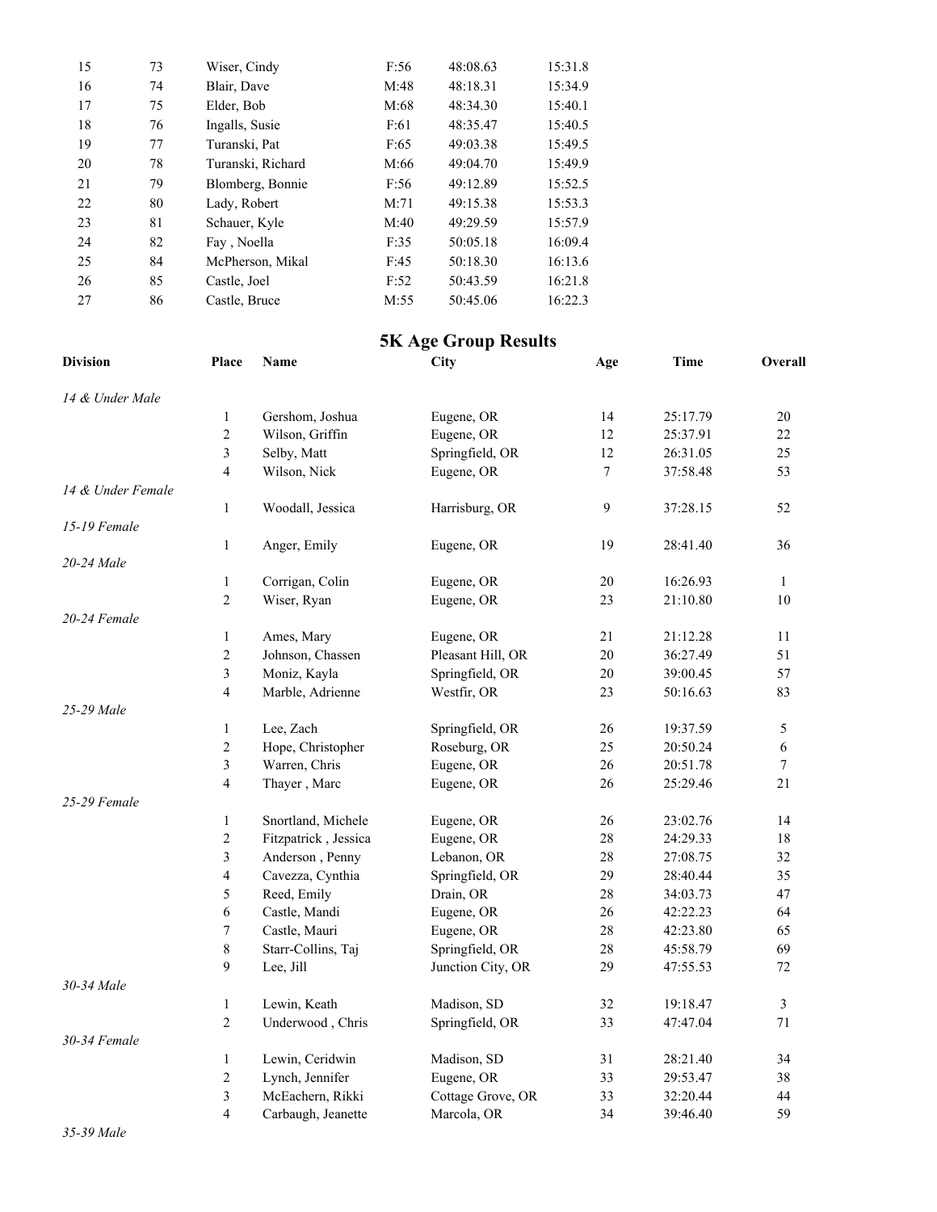| | | | | | |
|---|---|---|---|---|---|
| 15 | 73 | Wiser, Cindy | F:56 | 48:08.63 | 15:31.8 |
| 16 | 74 | Blair, Dave | M:48 | 48:18.31 | 15:34.9 |
| 17 | 75 | Elder, Bob | M:68 | 48:34.30 | 15:40.1 |
| 18 | 76 | Ingalls, Susie | F:61 | 48:35.47 | 15:40.5 |
| 19 | 77 | Turanski, Pat | F:65 | 49:03.38 | 15:49.5 |
| 20 | 78 | Turanski, Richard | M:66 | 49:04.70 | 15:49.9 |
| 21 | 79 | Blomberg, Bonnie | F:56 | 49:12.89 | 15:52.5 |
| 22 | 80 | Lady, Robert | M:71 | 49:15.38 | 15:53.3 |
| 23 | 81 | Schauer, Kyle | M:40 | 49:29.59 | 15:57.9 |
| 24 | 82 | Fay , Noella | F:35 | 50:05.18 | 16:09.4 |
| 25 | 84 | McPherson, Mikal | F:45 | 50:18.30 | 16:13.6 |
| 26 | 85 | Castle, Joel | F:52 | 50:43.59 | 16:21.8 |
| 27 | 86 | Castle, Bruce | M:55 | 50:45.06 | 16:22.3 |

## 5K Age Group Results

| Division | Place | Name | City | Age | Time | Overall |
|---|---|---|---|---|---|---|
| *14 & Under Male* | | | | | | |
| | 1 | Gershom, Joshua | Eugene, OR | 14 | 25:17.79 | 20 |
| | 2 | Wilson, Griffin | Eugene, OR | 12 | 25:37.91 | 22 |
| | 3 | Selby, Matt | Springfield, OR | 12 | 26:31.05 | 25 |
| | 4 | Wilson, Nick | Eugene, OR | 7 | 37:58.48 | 53 |
| *14 & Under Female* | | | | | | |
| | 1 | Woodall, Jessica | Harrisburg, OR | 9 | 37:28.15 | 52 |
| *15-19 Female* | | | | | | |
| | 1 | Anger, Emily | Eugene, OR | 19 | 28:41.40 | 36 |
| *20-24 Male* | | | | | | |
| | 1 | Corrigan, Colin | Eugene, OR | 20 | 16:26.93 | 1 |
| | 2 | Wiser, Ryan | Eugene, OR | 23 | 21:10.80 | 10 |
| *20-24 Female* | | | | | | |
| | 1 | Ames, Mary | Eugene, OR | 21 | 21:12.28 | 11 |
| | 2 | Johnson, Chassen | Pleasant Hill, OR | 20 | 36:27.49 | 51 |
| | 3 | Moniz, Kayla | Springfield, OR | 20 | 39:00.45 | 57 |
| | 4 | Marble, Adrienne | Westfir, OR | 23 | 50:16.63 | 83 |
| *25-29 Male* | | | | | | |
| | 1 | Lee, Zach | Springfield, OR | 26 | 19:37.59 | 5 |
| | 2 | Hope, Christopher | Roseburg, OR | 25 | 20:50.24 | 6 |
| | 3 | Warren, Chris | Eugene, OR | 26 | 20:51.78 | 7 |
| | 4 | Thayer , Marc | Eugene, OR | 26 | 25:29.46 | 21 |
| *25-29 Female* | | | | | | |
| | 1 | Snortland, Michele | Eugene, OR | 26 | 23:02.76 | 14 |
| | 2 | Fitzpatrick , Jessica | Eugene, OR | 28 | 24:29.33 | 18 |
| | 3 | Anderson , Penny | Lebanon, OR | 28 | 27:08.75 | 32 |
| | 4 | Cavezza, Cynthia | Springfield, OR | 29 | 28:40.44 | 35 |
| | 5 | Reed, Emily | Drain, OR | 28 | 34:03.73 | 47 |
| | 6 | Castle, Mandi | Eugene, OR | 26 | 42:22.23 | 64 |
| | 7 | Castle, Mauri | Eugene, OR | 28 | 42:23.80 | 65 |
| | 8 | Starr-Collins, Taj | Springfield, OR | 28 | 45:58.79 | 69 |
| | 9 | Lee, Jill | Junction City, OR | 29 | 47:55.53 | 72 |
| *30-34 Male* | | | | | | |
| | 1 | Lewin, Keath | Madison, SD | 32 | 19:18.47 | 3 |
| | 2 | Underwood , Chris | Springfield, OR | 33 | 47:47.04 | 71 |
| *30-34 Female* | | | | | | |
| | 1 | Lewin, Ceridwin | Madison, SD | 31 | 28:21.40 | 34 |
| | 2 | Lynch, Jennifer | Eugene, OR | 33 | 29:53.47 | 38 |
| | 3 | McEachern, Rikki | Cottage Grove, OR | 33 | 32:20.44 | 44 |
| | 4 | Carbaugh, Jeanette | Marcola, OR | 34 | 39:46.40 | 59 |
| *35-39 Male* | | | | | | |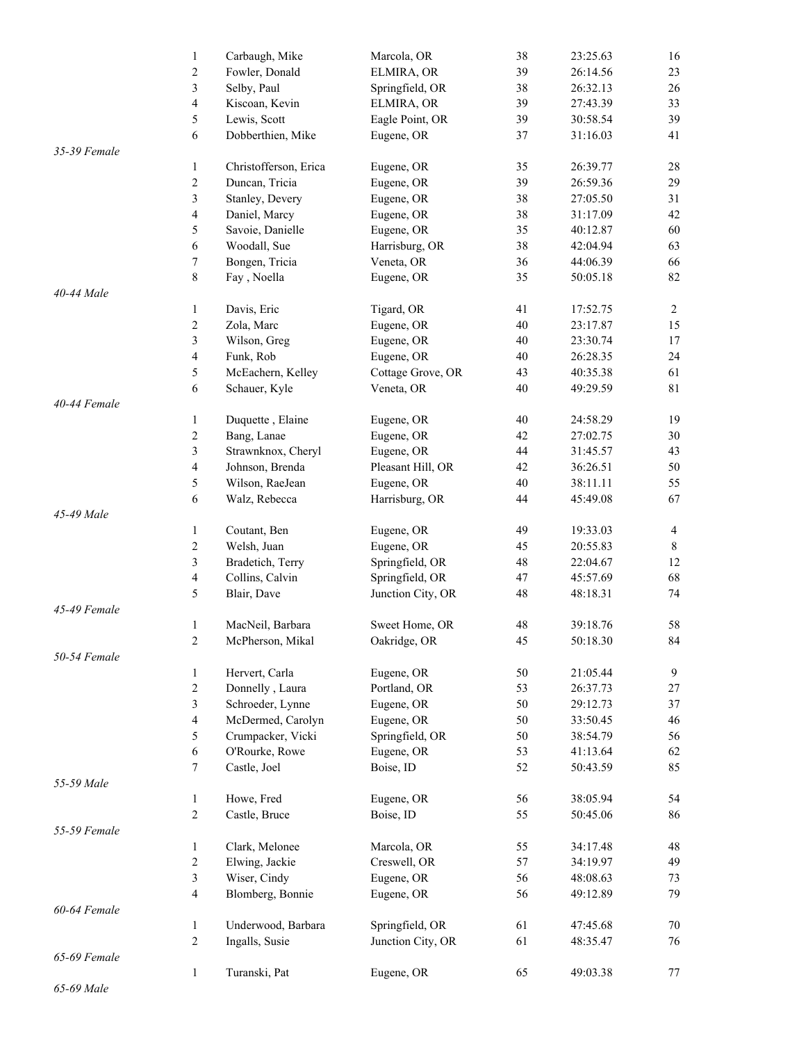| | Place | Name | City | Age | Time | Overall |
|---|---|---|---|---|---|---|
| | 1 | Carbaugh, Mike | Marcola, OR | 38 | 23:25.63 | 16 |
| | 2 | Fowler, Donald | ELMIRA, OR | 39 | 26:14.56 | 23 |
| | 3 | Selby, Paul | Springfield, OR | 38 | 26:32.13 | 26 |
| | 4 | Kiscoan, Kevin | ELMIRA, OR | 39 | 27:43.39 | 33 |
| | 5 | Lewis, Scott | Eagle Point, OR | 39 | 30:58.54 | 39 |
| | 6 | Dobberthien, Mike | Eugene, OR | 37 | 31:16.03 | 41 |
| *35-39 Female* | | | | | | |
| | 1 | Christofferson, Erica | Eugene, OR | 35 | 26:39.77 | 28 |
| | 2 | Duncan, Tricia | Eugene, OR | 39 | 26:59.36 | 29 |
| | 3 | Stanley, Devery | Eugene, OR | 38 | 27:05.50 | 31 |
| | 4 | Daniel, Marcy | Eugene, OR | 38 | 31:17.09 | 42 |
| | 5 | Savoie, Danielle | Eugene, OR | 35 | 40:12.87 | 60 |
| | 6 | Woodall, Sue | Harrisburg, OR | 38 | 42:04.94 | 63 |
| | 7 | Bongen, Tricia | Veneta, OR | 36 | 44:06.39 | 66 |
| | 8 | Fay , Noella | Eugene, OR | 35 | 50:05.18 | 82 |
| *40-44 Male* | | | | | | |
| | 1 | Davis, Eric | Tigard, OR | 41 | 17:52.75 | 2 |
| | 2 | Zola, Marc | Eugene, OR | 40 | 23:17.87 | 15 |
| | 3 | Wilson, Greg | Eugene, OR | 40 | 23:30.74 | 17 |
| | 4 | Funk, Rob | Eugene, OR | 40 | 26:28.35 | 24 |
| | 5 | McEachern, Kelley | Cottage Grove, OR | 43 | 40:35.38 | 61 |
| | 6 | Schauer, Kyle | Veneta, OR | 40 | 49:29.59 | 81 |
| *40-44 Female* | | | | | | |
| | 1 | Duquette , Elaine | Eugene, OR | 40 | 24:58.29 | 19 |
| | 2 | Bang, Lanae | Eugene, OR | 42 | 27:02.75 | 30 |
| | 3 | Strawnknox, Cheryl | Eugene, OR | 44 | 31:45.57 | 43 |
| | 4 | Johnson, Brenda | Pleasant Hill, OR | 42 | 36:26.51 | 50 |
| | 5 | Wilson, RaeJean | Eugene, OR | 40 | 38:11.11 | 55 |
| | 6 | Walz, Rebecca | Harrisburg, OR | 44 | 45:49.08 | 67 |
| *45-49 Male* | | | | | | |
| | 1 | Coutant, Ben | Eugene, OR | 49 | 19:33.03 | 4 |
| | 2 | Welsh, Juan | Eugene, OR | 45 | 20:55.83 | 8 |
| | 3 | Bradetich, Terry | Springfield, OR | 48 | 22:04.67 | 12 |
| | 4 | Collins, Calvin | Springfield, OR | 47 | 45:57.69 | 68 |
| | 5 | Blair, Dave | Junction City, OR | 48 | 48:18.31 | 74 |
| *45-49 Female* | | | | | | |
| | 1 | MacNeil, Barbara | Sweet Home, OR | 48 | 39:18.76 | 58 |
| | 2 | McPherson, Mikal | Oakridge, OR | 45 | 50:18.30 | 84 |
| *50-54 Female* | | | | | | |
| | 1 | Hervert, Carla | Eugene, OR | 50 | 21:05.44 | 9 |
| | 2 | Donnelly , Laura | Portland, OR | 53 | 26:37.73 | 27 |
| | 3 | Schroeder, Lynne | Eugene, OR | 50 | 29:12.73 | 37 |
| | 4 | McDermed, Carolyn | Eugene, OR | 50 | 33:50.45 | 46 |
| | 5 | Crumpacker, Vicki | Springfield, OR | 50 | 38:54.79 | 56 |
| | 6 | O'Rourke, Rowe | Eugene, OR | 53 | 41:13.64 | 62 |
| | 7 | Castle, Joel | Boise, ID | 52 | 50:43.59 | 85 |
| *55-59 Male* | | | | | | |
| | 1 | Howe, Fred | Eugene, OR | 56 | 38:05.94 | 54 |
| | 2 | Castle, Bruce | Boise, ID | 55 | 50:45.06 | 86 |
| *55-59 Female* | | | | | | |
| | 1 | Clark, Melonee | Marcola, OR | 55 | 34:17.48 | 48 |
| | 2 | Elwing, Jackie | Creswell, OR | 57 | 34:19.97 | 49 |
| | 3 | Wiser, Cindy | Eugene, OR | 56 | 48:08.63 | 73 |
| | 4 | Blomberg, Bonnie | Eugene, OR | 56 | 49:12.89 | 79 |
| *60-64 Female* | | | | | | |
| | 1 | Underwood, Barbara | Springfield, OR | 61 | 47:45.68 | 70 |
| | 2 | Ingalls, Susie | Junction City, OR | 61 | 48:35.47 | 76 |
| *65-69 Female* | | | | | | |
| | 1 | Turanski, Pat | Eugene, OR | 65 | 49:03.38 | 77 |
| *65-69 Male* | | | | | | |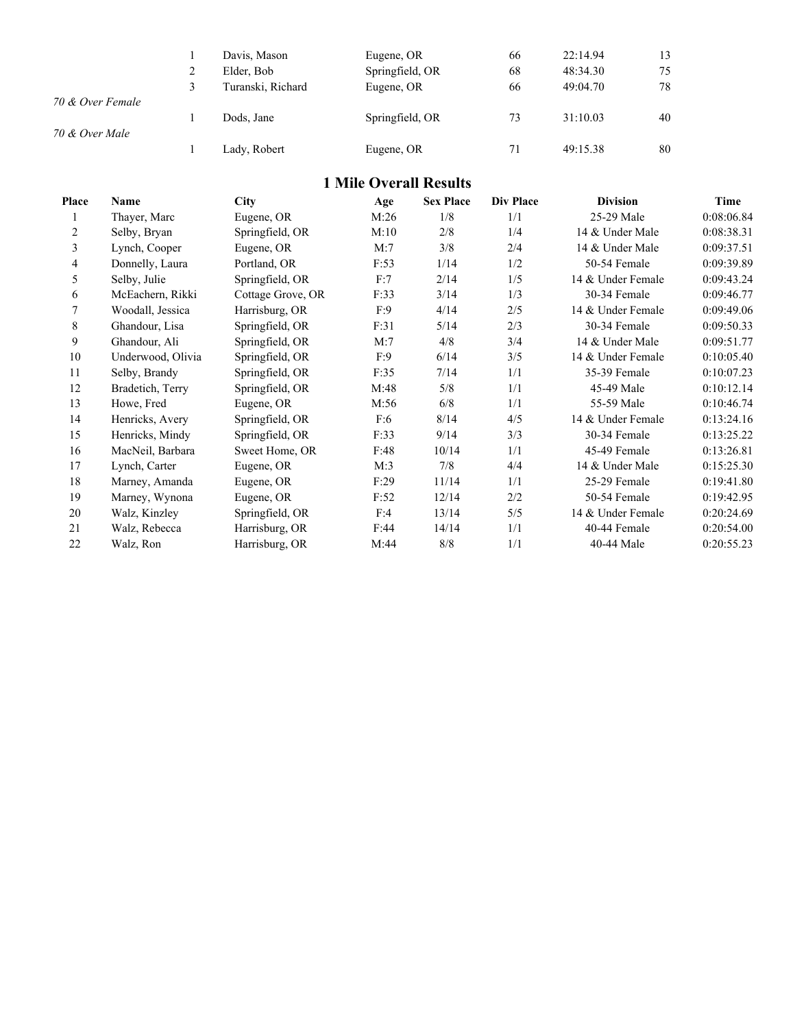| | | | | | | |
|---|---|---|---|---|---|---|
| | 1 | Davis, Mason | Eugene, OR | 66 | 22:14.94 | 13 |
| | 2 | Elder, Bob | Springfield, OR | 68 | 48:34.30 | 75 |
| | 3 | Turanski, Richard | Eugene, OR | 66 | 49:04.70 | 78 |
| *70 & Over Female* | | | | | | |
| | 1 | Dods, Jane | Springfield, OR | 73 | 31:10.03 | 40 |
| *70 & Over Male* | | | | | | |
| | 1 | Lady, Robert | Eugene, OR | 71 | 49:15.38 | 80 |

## 1 Mile Overall Results

| Place | Name | City | Age | Sex Place | Div Place | Division | Time |
|---|---|---|---|---|---|---|---|
| 1 | Thayer, Marc | Eugene, OR | M:26 | 1/8 | 1/1 | 25-29 Male | 0:08:06.84 |
| 2 | Selby, Bryan | Springfield, OR | M:10 | 2/8 | 1/4 | 14 & Under Male | 0:08:38.31 |
| 3 | Lynch, Cooper | Eugene, OR | M:7 | 3/8 | 2/4 | 14 & Under Male | 0:09:37.51 |
| 4 | Donnelly, Laura | Portland, OR | F:53 | 1/14 | 1/2 | 50-54 Female | 0:09:39.89 |
| 5 | Selby, Julie | Springfield, OR | F:7 | 2/14 | 1/5 | 14 & Under Female | 0:09:43.24 |
| 6 | McEachern, Rikki | Cottage Grove, OR | F:33 | 3/14 | 1/3 | 30-34 Female | 0:09:46.77 |
| 7 | Woodall, Jessica | Harrisburg, OR | F:9 | 4/14 | 2/5 | 14 & Under Female | 0:09:49.06 |
| 8 | Ghandour, Lisa | Springfield, OR | F:31 | 5/14 | 2/3 | 30-34 Female | 0:09:50.33 |
| 9 | Ghandour, Ali | Springfield, OR | M:7 | 4/8 | 3/4 | 14 & Under Male | 0:09:51.77 |
| 10 | Underwood, Olivia | Springfield, OR | F:9 | 6/14 | 3/5 | 14 & Under Female | 0:10:05.40 |
| 11 | Selby, Brandy | Springfield, OR | F:35 | 7/14 | 1/1 | 35-39 Female | 0:10:07.23 |
| 12 | Bradetich, Terry | Springfield, OR | M:48 | 5/8 | 1/1 | 45-49 Male | 0:10:12.14 |
| 13 | Howe, Fred | Eugene, OR | M:56 | 6/8 | 1/1 | 55-59 Male | 0:10:46.74 |
| 14 | Henricks, Avery | Springfield, OR | F:6 | 8/14 | 4/5 | 14 & Under Female | 0:13:24.16 |
| 15 | Henricks, Mindy | Springfield, OR | F:33 | 9/14 | 3/3 | 30-34 Female | 0:13:25.22 |
| 16 | MacNeil, Barbara | Sweet Home, OR | F:48 | 10/14 | 1/1 | 45-49 Female | 0:13:26.81 |
| 17 | Lynch, Carter | Eugene, OR | M:3 | 7/8 | 4/4 | 14 & Under Male | 0:15:25.30 |
| 18 | Marney, Amanda | Eugene, OR | F:29 | 11/14 | 1/1 | 25-29 Female | 0:19:41.80 |
| 19 | Marney, Wynona | Eugene, OR | F:52 | 12/14 | 2/2 | 50-54 Female | 0:19:42.95 |
| 20 | Walz, Kinzley | Springfield, OR | F:4 | 13/14 | 5/5 | 14 & Under Female | 0:20:24.69 |
| 21 | Walz, Rebecca | Harrisburg, OR | F:44 | 14/14 | 1/1 | 40-44 Female | 0:20:54.00 |
| 22 | Walz, Ron | Harrisburg, OR | M:44 | 8/8 | 1/1 | 40-44 Male | 0:20:55.23 |